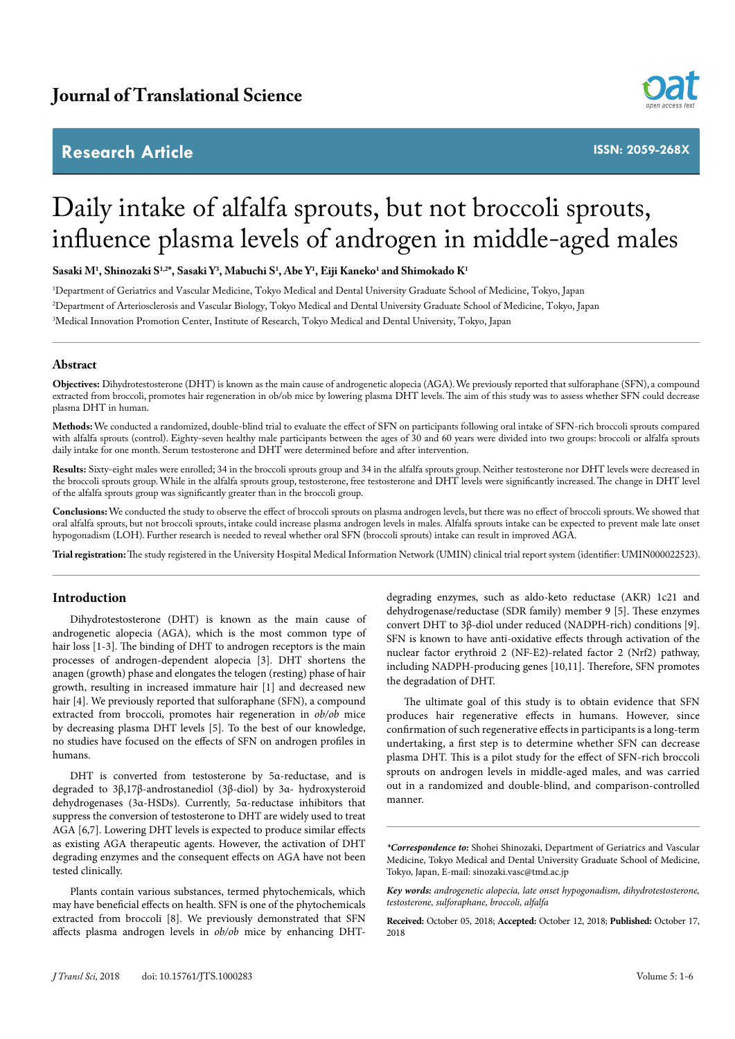# Journal of Translational Science

## Research Article

ISSN: 2059-268X

# Daily intake of alfalfa sprouts, but not broccoli sprouts, influence plasma levels of androgen in middle-aged males

**Sasaki M[1], Shinozaki S[1,2*], Sasaki Y[3], Mabuchi S[1], Abe Y[1], Eiji Kaneko[1] and Shimokado K[1]**

[1]Department of Geriatrics and Vascular Medicine, Tokyo Medical and Dental University Graduate School of Medicine, Tokyo, Japan

[2]Department of Arteriosclerosis and Vascular Biology, Tokyo Medical and Dental University Graduate School of Medicine, Tokyo, Japan

[3]Medical Innovation Promotion Center, Institute of Research, Tokyo Medical and Dental University, Tokyo, Japan

## Abstract

**Objectives:** Dihydrotestosterone (DHT) is known as the main cause of androgenetic alopecia (AGA). We previously reported that sulforaphane (SFN), a compound extracted from broccoli, promotes hair regeneration in ob/ob mice by lowering plasma DHT levels. The aim of this study was to assess whether SFN could decrease plasma DHT in human.

**Methods:** We conducted a randomized, double-blind trial to evaluate the effect of SFN on participants following oral intake of SFN-rich broccoli sprouts compared with alfalfa sprouts (control). Eighty-seven healthy male participants between the ages of 30 and 60 years were divided into two groups: broccoli or alfalfa sprouts daily intake for one month. Serum testosterone and DHT were determined before and after intervention.

**Results:** Sixty-eight males were enrolled; 34 in the broccoli sprouts group and 34 in the alfalfa sprouts group. Neither testosterone nor DHT levels were decreased in the broccoli sprouts group. While in the alfalfa sprouts group, testosterone, free testosterone and DHT levels were significantly increased. The change in DHT level of the alfalfa sprouts group was significantly greater than in the broccoli group.

**Conclusions:** We conducted the study to observe the effect of broccoli sprouts on plasma androgen levels, but there was no effect of broccoli sprouts. We showed that oral alfalfa sprouts, but not broccoli sprouts, intake could increase plasma androgen levels in males. Alfalfa sprouts intake can be expected to prevent male late onset hypogonadism (LOH). Further research is needed to reveal whether oral SFN (broccoli sprouts) intake can result in improved AGA.

**Trial registration:** The study registered in the University Hospital Medical Information Network (UMIN) clinical trial report system (identifier: UMIN000022523).

## Introduction

Dihydrotestosterone (DHT) is known as the main cause of androgenetic alopecia (AGA), which is the most common type of hair loss [1-3]. The binding of DHT to androgen receptors is the main processes of androgen-dependent alopecia [3]. DHT shortens the anagen (growth) phase and elongates the telogen (resting) phase of hair growth, resulting in increased immature hair [1] and decreased new hair [4]. We previously reported that sulforaphane (SFN), a compound extracted from broccoli, promotes hair regeneration in *ob/ob* mice by decreasing plasma DHT levels [5]. To the best of our knowledge, no studies have focused on the effects of SFN on androgen profiles in humans.

DHT is converted from testosterone by 5α-reductase, and is degraded to 3β,17β-androstanediol (3β-diol) by 3α- hydroxysteroid dehydrogenases (3α-HSDs). Currently, 5α-reductase inhibitors that suppress the conversion of testosterone to DHT are widely used to treat AGA [6,7]. Lowering DHT levels is expected to produce similar effects as existing AGA therapeutic agents. However, the activation of DHT degrading enzymes and the consequent effects on AGA have not been tested clinically.

Plants contain various substances, termed phytochemicals, which may have beneficial effects on health. SFN is one of the phytochemicals extracted from broccoli [8]. We previously demonstrated that SFN affects plasma androgen levels in *ob/ob* mice by enhancing DHT-degrading enzymes, such as aldo-keto reductase (AKR) 1c21 and dehydrogenase/reductase (SDR family) member 9 [5]. These enzymes convert DHT to 3β-diol under reduced (NADPH-rich) conditions [9]. SFN is known to have anti-oxidative effects through activation of the nuclear factor erythroid 2 (NF-E2)-related factor 2 (Nrf2) pathway, including NADPH-producing genes [10,11]. Therefore, SFN promotes the degradation of DHT.

The ultimate goal of this study is to obtain evidence that SFN produces hair regenerative effects in humans. However, since confirmation of such regenerative effects in participants is a long-term undertaking, a first step is to determine whether SFN can decrease plasma DHT. This is a pilot study for the effect of SFN-rich broccoli sprouts on androgen levels in middle-aged males, and was carried out in a randomized and double-blind, and comparison-controlled manner.

***Correspondence to:** Shohei Shinozaki, Department of Geriatrics and Vascular Medicine, Tokyo Medical and Dental University Graduate School of Medicine, Tokyo, Japan, E-mail: sinozaki.vasc@tmd.ac.jp

**Key words:** *androgenetic alopecia, late onset hypogonadism, dihydrotestosterone, testosterone, sulforaphane, broccoli, alfalfa*

**Received:** October 05, 2018; **Accepted:** October 12, 2018; **Published:** October 17, 2018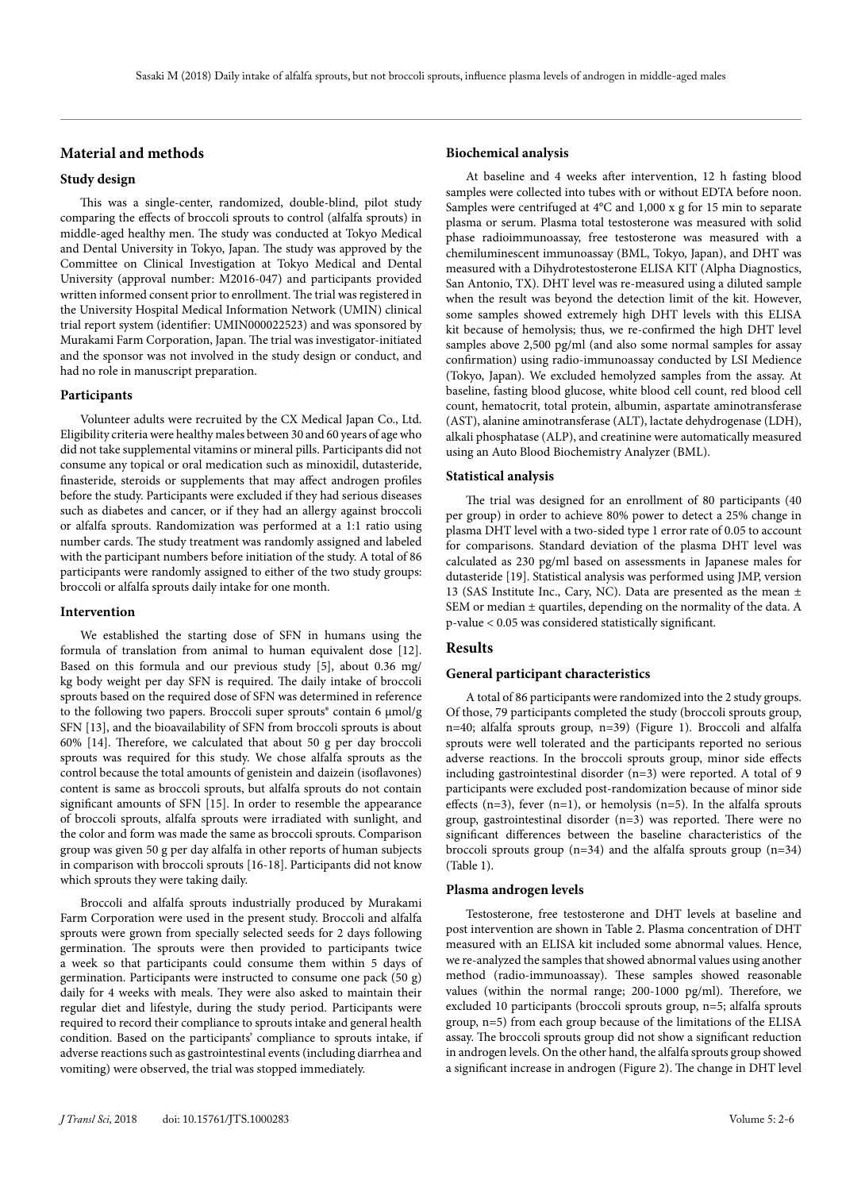## Material and methods

### Study design

This was a single-center, randomized, double-blind, pilot study comparing the effects of broccoli sprouts to control (alfalfa sprouts) in middle-aged healthy men. The study was conducted at Tokyo Medical and Dental University in Tokyo, Japan. The study was approved by the Committee on Clinical Investigation at Tokyo Medical and Dental University (approval number: M2016-047) and participants provided written informed consent prior to enrollment. The trial was registered in the University Hospital Medical Information Network (UMIN) clinical trial report system (identifier: UMIN000022523) and was sponsored by Murakami Farm Corporation, Japan. The trial was investigator-initiated and the sponsor was not involved in the study design or conduct, and had no role in manuscript preparation.

### Participants

Volunteer adults were recruited by the CX Medical Japan Co., Ltd. Eligibility criteria were healthy males between 30 and 60 years of age who did not take supplemental vitamins or mineral pills. Participants did not consume any topical or oral medication such as minoxidil, dutasteride, finasteride, steroids or supplements that may affect androgen profiles before the study. Participants were excluded if they had serious diseases such as diabetes and cancer, or if they had an allergy against broccoli or alfalfa sprouts. Randomization was performed at a 1:1 ratio using number cards. The study treatment was randomly assigned and labeled with the participant numbers before initiation of the study. A total of 86 participants were randomly assigned to either of the two study groups: broccoli or alfalfa sprouts daily intake for one month.

### Intervention

We established the starting dose of SFN in humans using the formula of translation from animal to human equivalent dose [12]. Based on this formula and our previous study [5], about 0.36 mg/kg body weight per day SFN is required. The daily intake of broccoli sprouts based on the required dose of SFN was determined in reference to the following two papers. Broccoli super sprouts® contain 6 μmol/g SFN [13], and the bioavailability of SFN from broccoli sprouts is about 60% [14]. Therefore, we calculated that about 50 g per day broccoli sprouts was required for this study. We chose alfalfa sprouts as the control because the total amounts of genistein and daizein (isoflavones) content is same as broccoli sprouts, but alfalfa sprouts do not contain significant amounts of SFN [15]. In order to resemble the appearance of broccoli sprouts, alfalfa sprouts were irradiated with sunlight, and the color and form was made the same as broccoli sprouts. Comparison group was given 50 g per day alfalfa in other reports of human subjects in comparison with broccoli sprouts [16-18]. Participants did not know which sprouts they were taking daily.

Broccoli and alfalfa sprouts industrially produced by Murakami Farm Corporation were used in the present study. Broccoli and alfalfa sprouts were grown from specially selected seeds for 2 days following germination. The sprouts were then provided to participants twice a week so that participants could consume them within 5 days of germination. Participants were instructed to consume one pack (50 g) daily for 4 weeks with meals. They were also asked to maintain their regular diet and lifestyle, during the study period. Participants were required to record their compliance to sprouts intake and general health condition. Based on the participants' compliance to sprouts intake, if adverse reactions such as gastrointestinal events (including diarrhea and vomiting) were observed, the trial was stopped immediately.

### Biochemical analysis

At baseline and 4 weeks after intervention, 12 h fasting blood samples were collected into tubes with or without EDTA before noon. Samples were centrifuged at 4°C and 1,000 x g for 15 min to separate plasma or serum. Plasma total testosterone was measured with solid phase radioimmunoassay, free testosterone was measured with a chemiluminescent immunoassay (BML, Tokyo, Japan), and DHT was measured with a Dihydrotestosterone ELISA KIT (Alpha Diagnostics, San Antonio, TX). DHT level was re-measured using a diluted sample when the result was beyond the detection limit of the kit. However, some samples showed extremely high DHT levels with this ELISA kit because of hemolysis; thus, we re-confirmed the high DHT level samples above 2,500 pg/ml (and also some normal samples for assay confirmation) using radio-immunoassay conducted by LSI Medience (Tokyo, Japan). We excluded hemolyzed samples from the assay. At baseline, fasting blood glucose, white blood cell count, red blood cell count, hematocrit, total protein, albumin, aspartate aminotransferase (AST), alanine aminotransferase (ALT), lactate dehydrogenase (LDH), alkali phosphatase (ALP), and creatinine were automatically measured using an Auto Blood Biochemistry Analyzer (BML).

### Statistical analysis

The trial was designed for an enrollment of 80 participants (40 per group) in order to achieve 80% power to detect a 25% change in plasma DHT level with a two-sided type 1 error rate of 0.05 to account for comparisons. Standard deviation of the plasma DHT level was calculated as 230 pg/ml based on assessments in Japanese males for dutasteride [19]. Statistical analysis was performed using JMP, version 13 (SAS Institute Inc., Cary, NC). Data are presented as the mean ± SEM or median ± quartiles, depending on the normality of the data. A p-value < 0.05 was considered statistically significant.

## Results

### General participant characteristics

A total of 86 participants were randomized into the 2 study groups. Of those, 79 participants completed the study (broccoli sprouts group, n=40; alfalfa sprouts group, n=39) (Figure 1). Broccoli and alfalfa sprouts were well tolerated and the participants reported no serious adverse reactions. In the broccoli sprouts group, minor side effects including gastrointestinal disorder (n=3) were reported. A total of 9 participants were excluded post-randomization because of minor side effects (n=3), fever (n=1), or hemolysis (n=5). In the alfalfa sprouts group, gastrointestinal disorder (n=3) was reported. There were no significant differences between the baseline characteristics of the broccoli sprouts group (n=34) and the alfalfa sprouts group (n=34) (Table 1).

### Plasma androgen levels

Testosterone, free testosterone and DHT levels at baseline and post intervention are shown in Table 2. Plasma concentration of DHT measured with an ELISA kit included some abnormal values. Hence, we re-analyzed the samples that showed abnormal values using another method (radio-immunoassay). These samples showed reasonable values (within the normal range; 200-1000 pg/ml). Therefore, we excluded 10 participants (broccoli sprouts group, n=5; alfalfa sprouts group, n=5) from each group because of the limitations of the ELISA assay. The broccoli sprouts group did not show a significant reduction in androgen levels. On the other hand, the alfalfa sprouts group showed a significant increase in androgen (Figure 2). The change in DHT level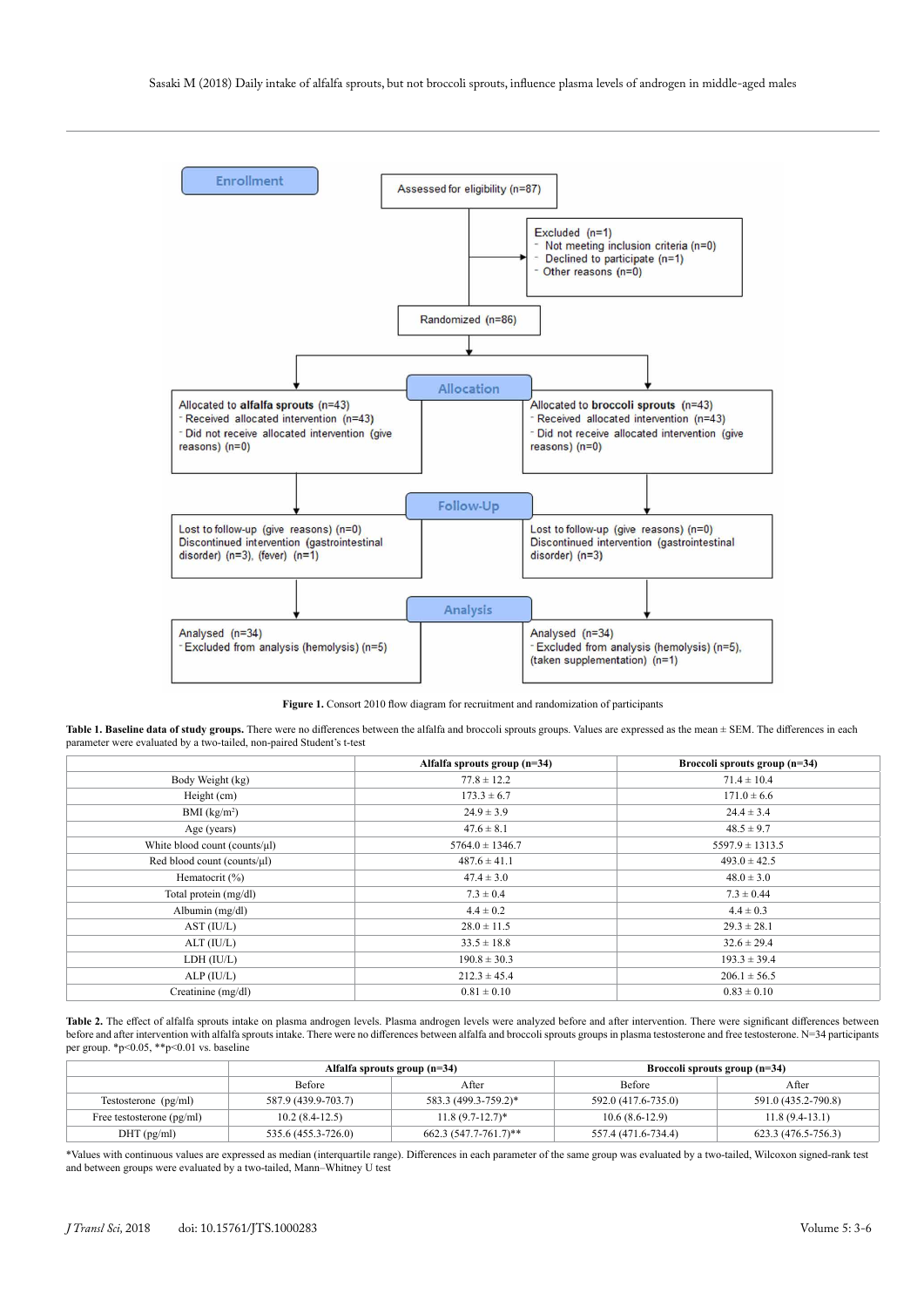**Enrollment**

Assessed for eligibility (n=87)

Excluded (n=1)
- Not meeting inclusion criteria (n=0)
- Declined to participate (n=1)
- Other reasons (n=0)

Randomized (n=86)

**Allocation**

Allocated to **alfalfa sprouts** (n=43)
- Received allocated intervention (n=43)
- Did not receive allocated intervention (give reasons) (n=0)

Allocated to **broccoli sprouts** (n=43)
- Received allocated intervention (n=43)
- Did not receive allocated intervention (give reasons) (n=0)

**Follow-Up**

Lost to follow-up (give reasons) (n=0)
Discontinued intervention (gastrointestinal disorder) (n=3), (fever) (n=1)

Lost to follow-up (give reasons) (n=0)
Discontinued intervention (gastrointestinal disorder) (n=3)

**Analysis**

Analysed (n=34)
- Excluded from analysis (hemolysis) (n=5)

Analysed (n=34)
- Excluded from analysis (hemolysis) (n=5), (taken supplementation) (n=1)

**Figure 1.** Consort 2010 flow diagram for recruitment and randomization of participants

**Table 1. Baseline data of study groups.** There were no differences between the alfalfa and broccoli sprouts groups. Values are expressed as the mean ± SEM. The differences in each parameter were evaluated by a two-tailed, non-paired Student's t-test

| | Alfalfa sprouts group (n=34) | Broccoli sprouts group (n=34) |
|---|---|---|
| Body Weight (kg) | 77.8 ± 12.2 | 71.4 ± 10.4 |
| Height (cm) | 173.3 ± 6.7 | 171.0 ± 6.6 |
| BMI (kg/m²) | 24.9 ± 3.9 | 24.4 ± 3.4 |
| Age (years) | 47.6 ± 8.1 | 48.5 ± 9.7 |
| White blood count (counts/µl) | 5764.0 ± 1346.7 | 5597.9 ± 1313.5 |
| Red blood count (counts/µl) | 487.6 ± 41.1 | 493.0 ± 42.5 |
| Hematocrit (%) | 47.4 ± 3.0 | 48.0 ± 3.0 |
| Total protein (mg/dl) | 7.3 ± 0.4 | 7.3 ± 0.44 |
| Albumin (mg/dl) | 4.4 ± 0.2 | 4.4 ± 0.3 |
| AST (IU/L) | 28.0 ± 11.5 | 29.3 ± 28.1 |
| ALT (IU/L) | 33.5 ± 18.8 | 32.6 ± 29.4 |
| LDH (IU/L) | 190.8 ± 30.3 | 193.3 ± 39.4 |
| ALP (IU/L) | 212.3 ± 45.4 | 206.1 ± 56.5 |
| Creatinine (mg/dl) | 0.81 ± 0.10 | 0.83 ± 0.10 |

**Table 2.** The effect of alfalfa sprouts intake on plasma androgen levels. Plasma androgen levels were analyzed before and after intervention. There were significant differences between before and after intervention with alfalfa sprouts intake. There were no differences between alfalfa and broccoli sprouts groups in plasma testosterone and free testosterone. N=34 participants per group. *p<0.05, **p<0.01 vs. baseline

| | Alfalfa sprouts group (n=34) | | Broccoli sprouts group (n=34) | |
|---|---|---|---|---|
| | Before | After | Before | After |
| Testosterone (pg/ml) | 587.9 (439.9-703.7) | 583.3 (499.3-759.2)* | 592.0 (417.6-735.0) | 591.0 (435.2-790.8) |
| Free testosterone (pg/ml) | 10.2 (8.4-12.5) | 11.8 (9.7-12.7)* | 10.6 (8.6-12.9) | 11.8 (9.4-13.1) |
| DHT (pg/ml) | 535.6 (455.3-726.0) | 662.3 (547.7-761.7)** | 557.4 (471.6-734.4) | 623.3 (476.5-756.3) |

*Values with continuous values are expressed as median (interquartile range). Differences in each parameter of the same group was evaluated by a two-tailed, Wilcoxon signed-rank test and between groups were evaluated by a two-tailed, Mann–Whitney U test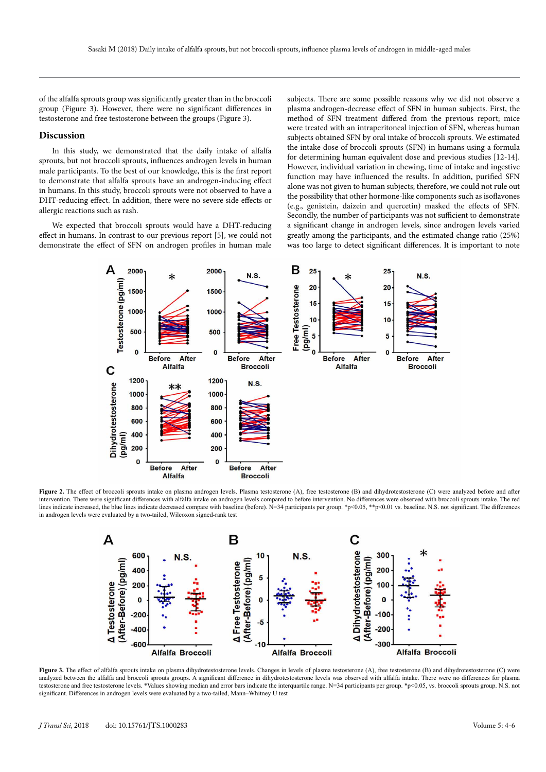of the alfalfa sprouts group was significantly greater than in the broccoli group (Figure 3). However, there were no significant differences in testosterone and free testosterone between the groups (Figure 3).

## Discussion

In this study, we demonstrated that the daily intake of alfalfa sprouts, but not broccoli sprouts, influences androgen levels in human male participants. To the best of our knowledge, this is the first report to demonstrate that alfalfa sprouts have an androgen-inducing effect in humans. In this study, broccoli sprouts were not observed to have a DHT-reducing effect. In addition, there were no severe side effects or allergic reactions such as rash.

We expected that broccoli sprouts would have a DHT-reducing effect in humans. In contrast to our previous report [5], we could not demonstrate the effect of SFN on androgen profiles in human male subjects. There are some possible reasons why we did not observe a plasma androgen-decrease effect of SFN in human subjects. First, the method of SFN treatment differed from the previous report; mice were treated with an intraperitoneal injection of SFN, whereas human subjects obtained SFN by oral intake of broccoli sprouts. We estimated the intake dose of broccoli sprouts (SFN) in humans using a formula for determining human equivalent dose and previous studies [12-14]. However, individual variation in chewing, time of intake and ingestive function may have influenced the results. In addition, purified SFN alone was not given to human subjects; therefore, we could not rule out the possibility that other hormone-like components such as isoflavones (e.g., genistein, daizein and quercetin) masked the effects of SFN. Secondly, the number of participants was not sufficient to demonstrate a significant change in androgen levels, since androgen levels varied greatly among the participants, and the estimated change ratio (25%) was too large to detect significant differences. It is important to note

**Figure 2.** The effect of broccoli sprouts intake on plasma androgen levels. Plasma testosterone (A), free testosterone (B) and dihydrotestosterone (C) were analyzed before and after intervention. There were significant differences with alfalfa intake on androgen levels compared to before intervention. No differences were observed with broccoli sprouts intake. The red lines indicate increased, the blue lines indicate decreased compare with baseline (before). N=34 participants per group. *p<0.05, **p<0.01 vs. baseline. N.S. not significant. The differences in androgen levels were evaluated by a two-tailed, Wilcoxon signed-rank test

**Figure 3.** The effect of alfalfa sprouts intake on plasma dihydrotestosterone levels. Changes in levels of plasma testosterone (A), free testosterone (B) and dihydrotestosterone (C) were analyzed between the alfalfa and broccoli sprouts groups. A significant difference in dihydrotestosterone levels was observed with alfalfa intake. There were no differences for plasma testosterone and free testosterone levels. *Values showing median and error bars indicate the interquartile range. N=34 participants per group. *p<0.05, vs. broccoli sprouts group. N.S. not significant. Differences in androgen levels were evaluated by a two-tailed, Mann–Whitney U test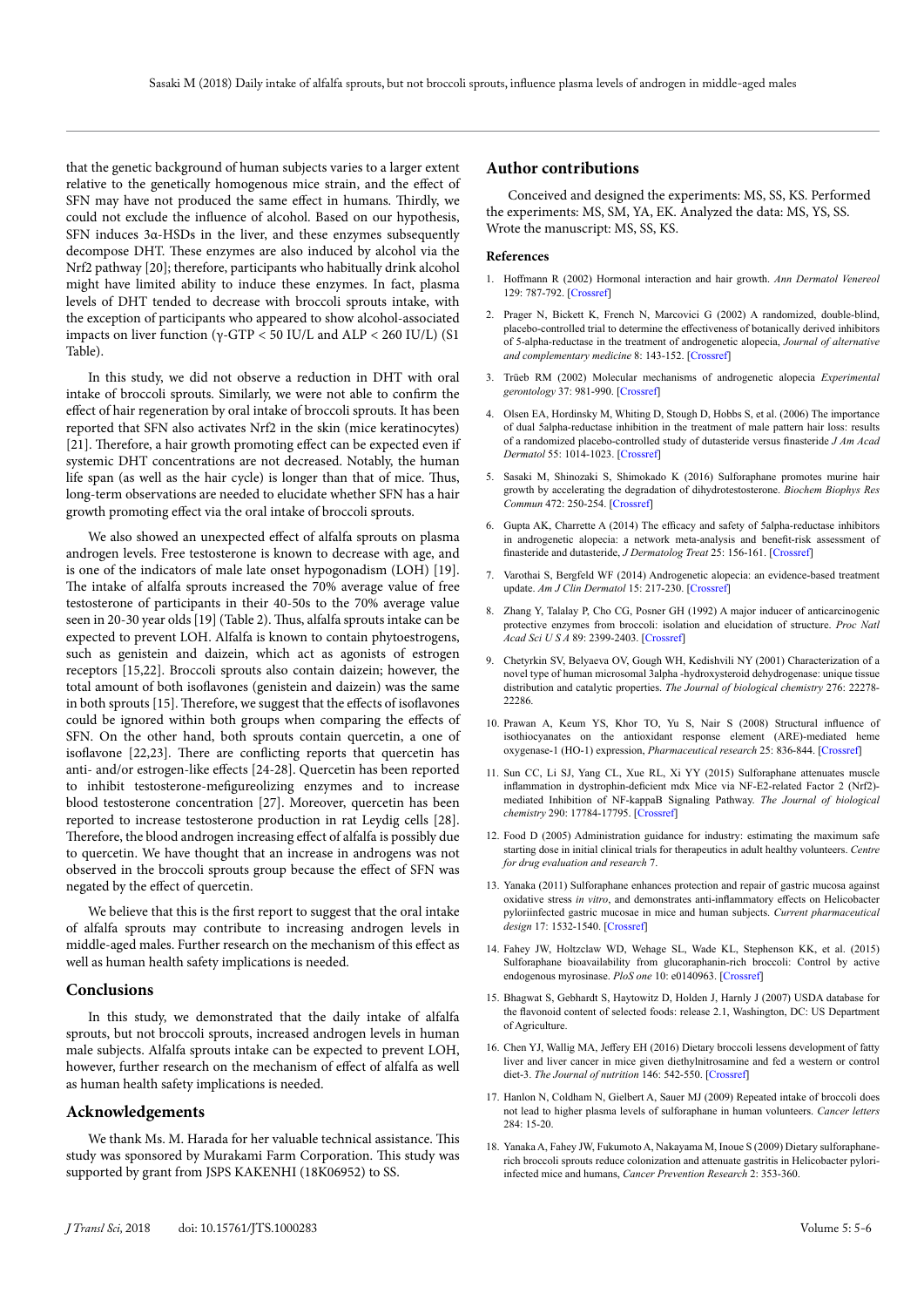that the genetic background of human subjects varies to a larger extent relative to the genetically homogenous mice strain, and the effect of SFN may have not produced the same effect in humans. Thirdly, we could not exclude the influence of alcohol. Based on our hypothesis, SFN induces 3α-HSDs in the liver, and these enzymes subsequently decompose DHT. These enzymes are also induced by alcohol via the Nrf2 pathway [20]; therefore, participants who habitually drink alcohol might have limited ability to induce these enzymes. In fact, plasma levels of DHT tended to decrease with broccoli sprouts intake, with the exception of participants who appeared to show alcohol-associated impacts on liver function (γ-GTP < 50 IU/L and ALP < 260 IU/L) (S1 Table).

In this study, we did not observe a reduction in DHT with oral intake of broccoli sprouts. Similarly, we were not able to confirm the effect of hair regeneration by oral intake of broccoli sprouts. It has been reported that SFN also activates Nrf2 in the skin (mice keratinocytes) [21]. Therefore, a hair growth promoting effect can be expected even if systemic DHT concentrations are not decreased. Notably, the human life span (as well as the hair cycle) is longer than that of mice. Thus, long-term observations are needed to elucidate whether SFN has a hair growth promoting effect via the oral intake of broccoli sprouts.

We also showed an unexpected effect of alfalfa sprouts on plasma androgen levels. Free testosterone is known to decrease with age, and is one of the indicators of male late onset hypogonadism (LOH) [19]. The intake of alfalfa sprouts increased the 70% average value of free testosterone of participants in their 40-50s to the 70% average value seen in 20-30 year olds [19] (Table 2). Thus, alfalfa sprouts intake can be expected to prevent LOH. Alfalfa is known to contain phytoestrogens, such as genistein and daizein, which act as agonists of estrogen receptors [15,22]. Broccoli sprouts also contain daizein; however, the total amount of both isoflavones (genistein and daizein) was the same in both sprouts [15]. Therefore, we suggest that the effects of isoflavones could be ignored within both groups when comparing the effects of SFN. On the other hand, both sprouts contain quercetin, a one of isoflavone [22,23]. There are conflicting reports that quercetin has anti- and/or estrogen-like effects [24-28]. Quercetin has been reported to inhibit testosterone-mefigureolizing enzymes and to increase blood testosterone concentration [27]. Moreover, quercetin has been reported to increase testosterone production in rat Leydig cells [28]. Therefore, the blood androgen increasing effect of alfalfa is possibly due to quercetin. We have thought that an increase in androgens was not observed in the broccoli sprouts group because the effect of SFN was negated by the effect of quercetin.

We believe that this is the first report to suggest that the oral intake of alfalfa sprouts may contribute to increasing androgen levels in middle-aged males. Further research on the mechanism of this effect as well as human health safety implications is needed.

## Conclusions

In this study, we demonstrated that the daily intake of alfalfa sprouts, but not broccoli sprouts, increased androgen levels in human male subjects. Alfalfa sprouts intake can be expected to prevent LOH, however, further research on the mechanism of effect of alfalfa as well as human health safety implications is needed.

## Acknowledgements

We thank Ms. M. Harada for her valuable technical assistance. This study was sponsored by Murakami Farm Corporation. This study was supported by grant from JSPS KAKENHI (18K06952) to SS.

## Author contributions

Conceived and designed the experiments: MS, SS, KS. Performed the experiments: MS, SM, YA, EK. Analyzed the data: MS, YS, SS. Wrote the manuscript: MS, SS, KS.

### References

1. Hoffmann R (2002) Hormonal interaction and hair growth. *Ann Dermatol Venereol* 129: 787-792. [Crossref]
2. Prager N, Bickett K, French N, Marcovici G (2002) A randomized, double-blind, placebo-controlled trial to determine the effectiveness of botanically derived inhibitors of 5-alpha-reductase in the treatment of androgenetic alopecia, *Journal of alternative and complementary medicine* 8: 143-152. [Crossref]
3. Trüeb RM (2002) Molecular mechanisms of androgenetic alopecia *Experimental gerontology* 37: 981-990. [Crossref]
4. Olsen EA, Hordinsky M, Whiting D, Stough D, Hobbs S, et al. (2006) The importance of dual 5alpha-reductase inhibition in the treatment of male pattern hair loss: results of a randomized placebo-controlled study of dutasteride versus finasteride *J Am Acad Dermatol* 55: 1014-1023. [Crossref]
5. Sasaki M, Shinozaki S, Shimokado K (2016) Sulforaphane promotes murine hair growth by accelerating the degradation of dihydrotestosterone. *Biochem Biophys Res Commun* 472: 250-254. [Crossref]
6. Gupta AK, Charrette A (2014) The efficacy and safety of 5alpha-reductase inhibitors in androgenetic alopecia: a network meta-analysis and benefit-risk assessment of finasteride and dutasteride, *J Dermatolog Treat* 25: 156-161. [Crossref]
7. Varothai S, Bergfeld WF (2014) Androgenetic alopecia: an evidence-based treatment update. *Am J Clin Dermatol* 15: 217-230. [Crossref]
8. Zhang Y, Talalay P, Cho CG, Posner GH (1992) A major inducer of anticarcinogenic protective enzymes from broccoli: isolation and elucidation of structure. *Proc Natl Acad Sci U S A* 89: 2399-2403. [Crossref]
9. Chetyrkin SV, Belyaeva OV, Gough WH, Kedishvili NY (2001) Characterization of a novel type of human microsomal 3alpha -hydroxysteroid dehydrogenase: unique tissue distribution and catalytic properties. *The Journal of biological chemistry* 276: 22278-22286.
10. Prawan A, Keum YS, Khor TO, Yu S, Nair S (2008) Structural influence of isothiocyanates on the antioxidant response element (ARE)-mediated heme oxygenase-1 (HO-1) expression, *Pharmaceutical research* 25: 836-844. [Crossref]
11. Sun CC, Li SJ, Yang CL, Xue RL, Xi YY (2015) Sulforaphane attenuates muscle inflammation in dystrophin-deficient mdx Mice via NF-E2-related Factor 2 (Nrf2)-mediated Inhibition of NF-kappaB Signaling Pathway. *The Journal of biological chemistry* 290: 17784-17795. [Crossref]
12. Food D (2005) Administration guidance for industry: estimating the maximum safe starting dose in initial clinical trials for therapeutics in adult healthy volunteers. *Centre for drug evaluation and research* 7.
13. Yanaka (2011) Sulforaphane enhances protection and repair of gastric mucosa against oxidative stress *in vitro*, and demonstrates anti-inflammatory effects on Helicobacter pyloriinfected gastric mucosae in mice and human subjects. *Current pharmaceutical design* 17: 1532-1540. [Crossref]
14. Fahey JW, Holtzclaw WD, Wehage SL, Wade KL, Stephenson KK, et al. (2015) Sulforaphane bioavailability from glucoraphanin-rich broccoli: Control by active endogenous myrosinase. *PloS one* 10: e0140963. [Crossref]
15. Bhagwat S, Gebhardt S, Haytowitz D, Holden J, Harnly J (2007) USDA database for the flavonoid content of selected foods: release 2.1, Washington, DC: US Department of Agriculture.
16. Chen YJ, Wallig MA, Jeffery EH (2016) Dietary broccoli lessens development of fatty liver and liver cancer in mice given diethylnitrosamine and fed a western or control diet-3. *The Journal of nutrition* 146: 542-550. [Crossref]
17. Hanlon N, Coldham N, Gielbert A, Sauer MJ (2009) Repeated intake of broccoli does not lead to higher plasma levels of sulforaphane in human volunteers. *Cancer letters* 284: 15-20.
18. Yanaka A, Fahey JW, Fukumoto A, Nakayama M, Inoue S (2009) Dietary sulforaphane-rich broccoli sprouts reduce colonization and attenuate gastritis in Helicobacter pylori-infected mice and humans, *Cancer Prevention Research* 2: 353-360.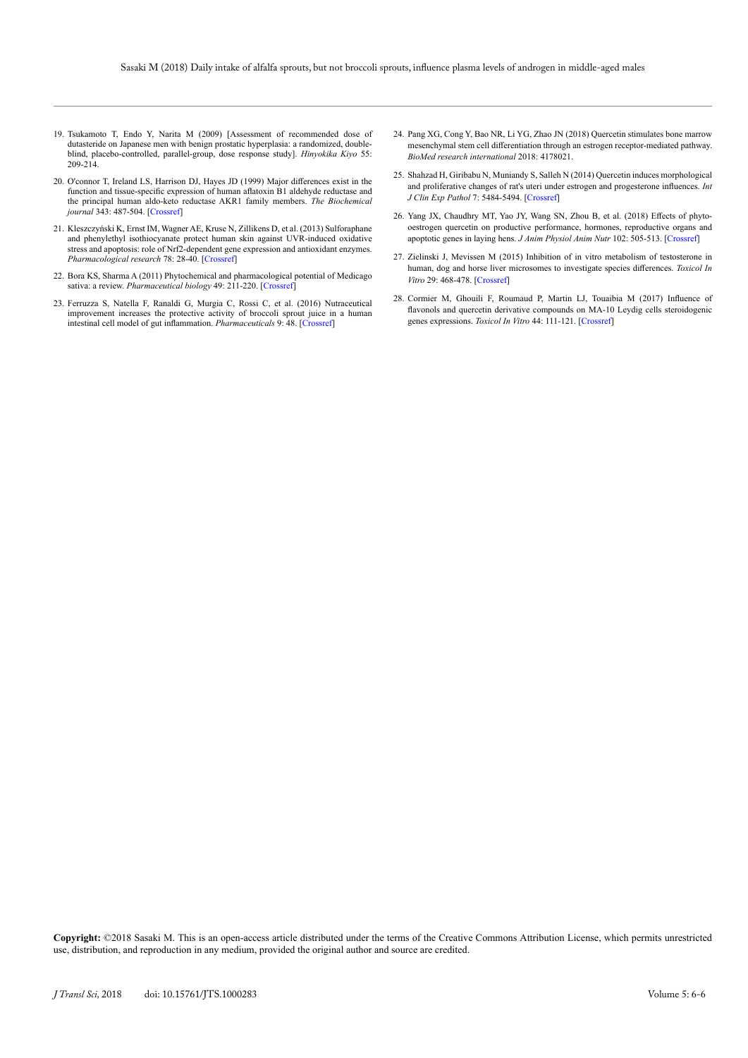19. Tsukamoto T, Endo Y, Narita M (2009) [Assessment of recommended dose of dutasteride on Japanese men with benign prostatic hyperplasia: a randomized, double-blind, placebo-controlled, parallel-group, dose response study]. *Hinyokika Kiyo* 55: 209-214.

20. O'connor T, Ireland LS, Harrison DJ, Hayes JD (1999) Major differences exist in the function and tissue-specific expression of human aflatoxin B1 aldehyde reductase and the principal human aldo-keto reductase AKR1 family members. *The Biochemical journal* 343: 487-504. [Crossref]

21. Kleszczyński K, Ernst IM, Wagner AE, Kruse N, Zillikens D, et al. (2013) Sulforaphane and phenylethyl isothiocyanate protect human skin against UVR-induced oxidative stress and apoptosis: role of Nrf2-dependent gene expression and antioxidant enzymes. *Pharmacological research* 78: 28-40. [Crossref]

22. Bora KS, Sharma A (2011) Phytochemical and pharmacological potential of Medicago sativa: a review. *Pharmaceutical biology* 49: 211-220. [Crossref]

23. Ferruzza S, Natella F, Ranaldi G, Murgia C, Rossi C, et al. (2016) Nutraceutical improvement increases the protective activity of broccoli sprout juice in a human intestinal cell model of gut inflammation. *Pharmaceuticals* 9: 48. [Crossref]

24. Pang XG, Cong Y, Bao NR, Li YG, Zhao JN (2018) Quercetin stimulates bone marrow mesenchymal stem cell differentiation through an estrogen receptor-mediated pathway. *BioMed research international* 2018: 4178021.

25. Shahzad H, Giribabu N, Muniandy S, Salleh N (2014) Quercetin induces morphological and proliferative changes of rat's uteri under estrogen and progesterone influences. *Int J Clin Exp Pathol* 7: 5484-5494. [Crossref]

26. Yang JX, Chaudhry MT, Yao JY, Wang SN, Zhou B, et al. (2018) Effects of phyto-oestrogen quercetin on productive performance, hormones, reproductive organs and apoptotic genes in laying hens. *J Anim Physiol Anim Nutr* 102: 505-513. [Crossref]

27. Zielinski J, Mevissen M (2015) Inhibition of in vitro metabolism of testosterone in human, dog and horse liver microsomes to investigate species differences. *Toxicol In Vitro* 29: 468-478. [Crossref]

28. Cormier M, Ghouili F, Roumaud P, Martin LJ, Touaibia M (2017) Influence of flavonols and quercetin derivative compounds on MA-10 Leydig cells steroidogenic genes expressions. *Toxicol In Vitro* 44: 111-121. [Crossref]

**Copyright:** ©2018 Sasaki M. This is an open-access article distributed under the terms of the Creative Commons Attribution License, which permits unrestricted use, distribution, and reproduction in any medium, provided the original author and source are credited.